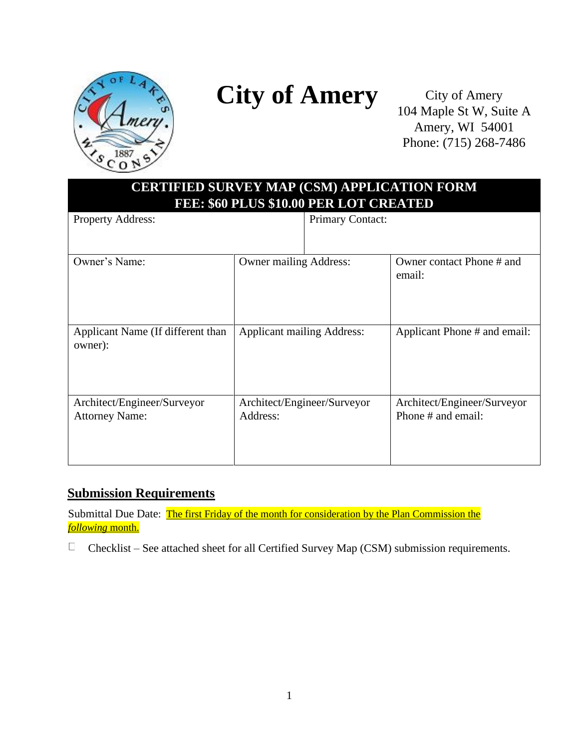# City of Amery

City of Amery
104 Maple St W, Suite A
Amery, WI 54001
Phone: (715) 268-7486

## CERTIFIED SURVEY MAP (CSM) APPLICATION FORM
## FEE: $60 PLUS $10.00 PER LOT CREATED

| Property Address: | | Primary Contact: |
|---|---|---|
| Owner's Name: | Owner mailing Address: | Owner contact Phone # and email: |
| Applicant Name (If different than owner): | Applicant mailing Address: | Applicant Phone # and email: |
| Architect/Engineer/Surveyor Attorney Name: | Architect/Engineer/Surveyor Address: | Architect/Engineer/Surveyor Phone # and email: |

## Submission Requirements

Submittal Due Date: The first Friday of the month for consideration by the Plan Commission the *following* month.

☐ Checklist – See attached sheet for all Certified Survey Map (CSM) submission requirements.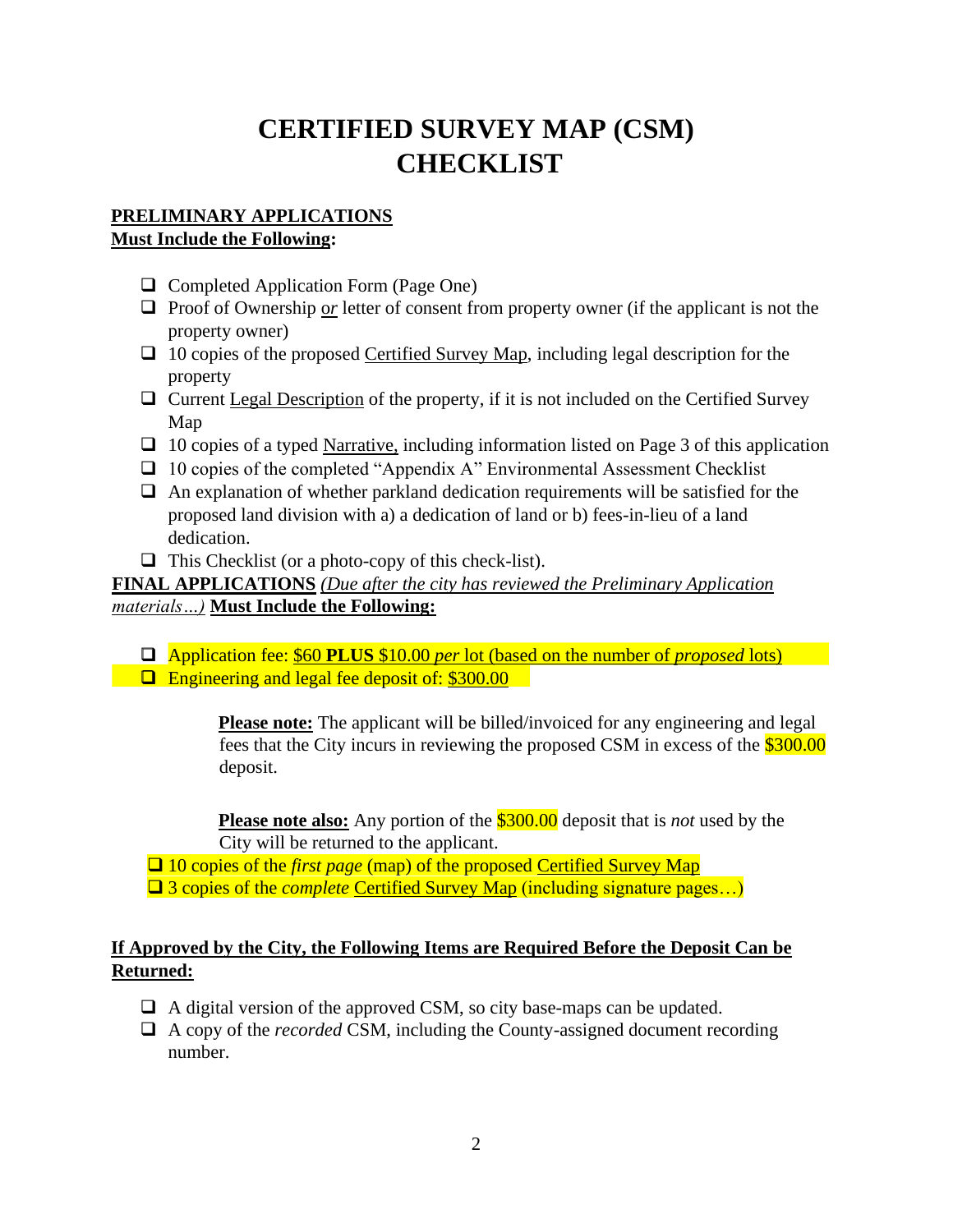# CERTIFIED SURVEY MAP (CSM) CHECKLIST

**PRELIMINARY APPLICATIONS**
**Must Include the Following:**

- ☐ Completed Application Form (Page One)
- ☐ Proof of Ownership *or* letter of consent from property owner (if the applicant is not the property owner)
- ☐ 10 copies of the proposed Certified Survey Map, including legal description for the property
- ☐ Current Legal Description of the property, if it is not included on the Certified Survey Map
- ☐ 10 copies of a typed Narrative, including information listed on Page 3 of this application
- ☐ 10 copies of the completed "Appendix A" Environmental Assessment Checklist
- ☐ An explanation of whether parkland dedication requirements will be satisfied for the proposed land division with a) a dedication of land or b) fees-in-lieu of a land dedication.
- ☐ This Checklist (or a photo-copy of this check-list).

**FINAL APPLICATIONS** *(Due after the city has reviewed the Preliminary Application materials…)* **Must Include the Following:**

- ☐ Application fee: $60 **PLUS** $10.00 *per* lot (based on the number of *proposed* lots)
- ☐ Engineering and legal fee deposit of: $300.00

> **Please note:** The applicant will be billed/invoiced for any engineering and legal fees that the City incurs in reviewing the proposed CSM in excess of the $300.00 deposit.
>
> **Please note also:** Any portion of the $300.00 deposit that is *not* used by the City will be returned to the applicant.

- ☐ 10 copies of the *first page* (map) of the proposed Certified Survey Map
- ☐ 3 copies of the *complete* Certified Survey Map (including signature pages…)

**If Approved by the City, the Following Items are Required Before the Deposit Can be Returned:**

- ☐ A digital version of the approved CSM, so city base-maps can be updated.
- ☐ A copy of the *recorded* CSM, including the County-assigned document recording number.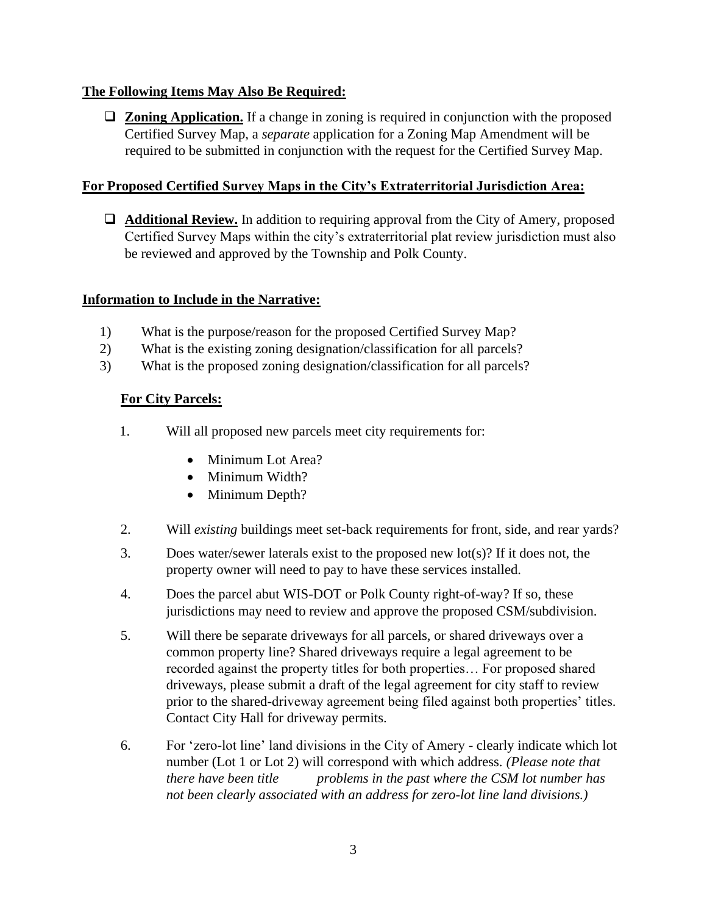**The Following Items May Also Be Required:**

- [ ] **Zoning Application.** If a change in zoning is required in conjunction with the proposed Certified Survey Map, a *separate* application for a Zoning Map Amendment will be required to be submitted in conjunction with the request for the Certified Survey Map.

**For Proposed Certified Survey Maps in the City's Extraterritorial Jurisdiction Area:**

- [ ] **Additional Review.** In addition to requiring approval from the City of Amery, proposed Certified Survey Maps within the city's extraterritorial plat review jurisdiction must also be reviewed and approved by the Township and Polk County.

**Information to Include in the Narrative:**

1) What is the purpose/reason for the proposed Certified Survey Map?
2) What is the existing zoning designation/classification for all parcels?
3) What is the proposed zoning designation/classification for all parcels?

**For City Parcels:**

1. Will all proposed new parcels meet city requirements for:
   - Minimum Lot Area?
   - Minimum Width?
   - Minimum Depth?
2. Will *existing* buildings meet set-back requirements for front, side, and rear yards?
3. Does water/sewer laterals exist to the proposed new lot(s)? If it does not, the property owner will need to pay to have these services installed.
4. Does the parcel abut WIS-DOT or Polk County right-of-way? If so, these jurisdictions may need to review and approve the proposed CSM/subdivision.
5. Will there be separate driveways for all parcels, or shared driveways over a common property line? Shared driveways require a legal agreement to be recorded against the property titles for both properties… For proposed shared driveways, please submit a draft of the legal agreement for city staff to review prior to the shared-driveway agreement being filed against both properties' titles. Contact City Hall for driveway permits.
6. For 'zero-lot line' land divisions in the City of Amery - clearly indicate which lot number (Lot 1 or Lot 2) will correspond with which address. *(Please note that there have been title problems in the past where the CSM lot number has not been clearly associated with an address for zero-lot line land divisions.)*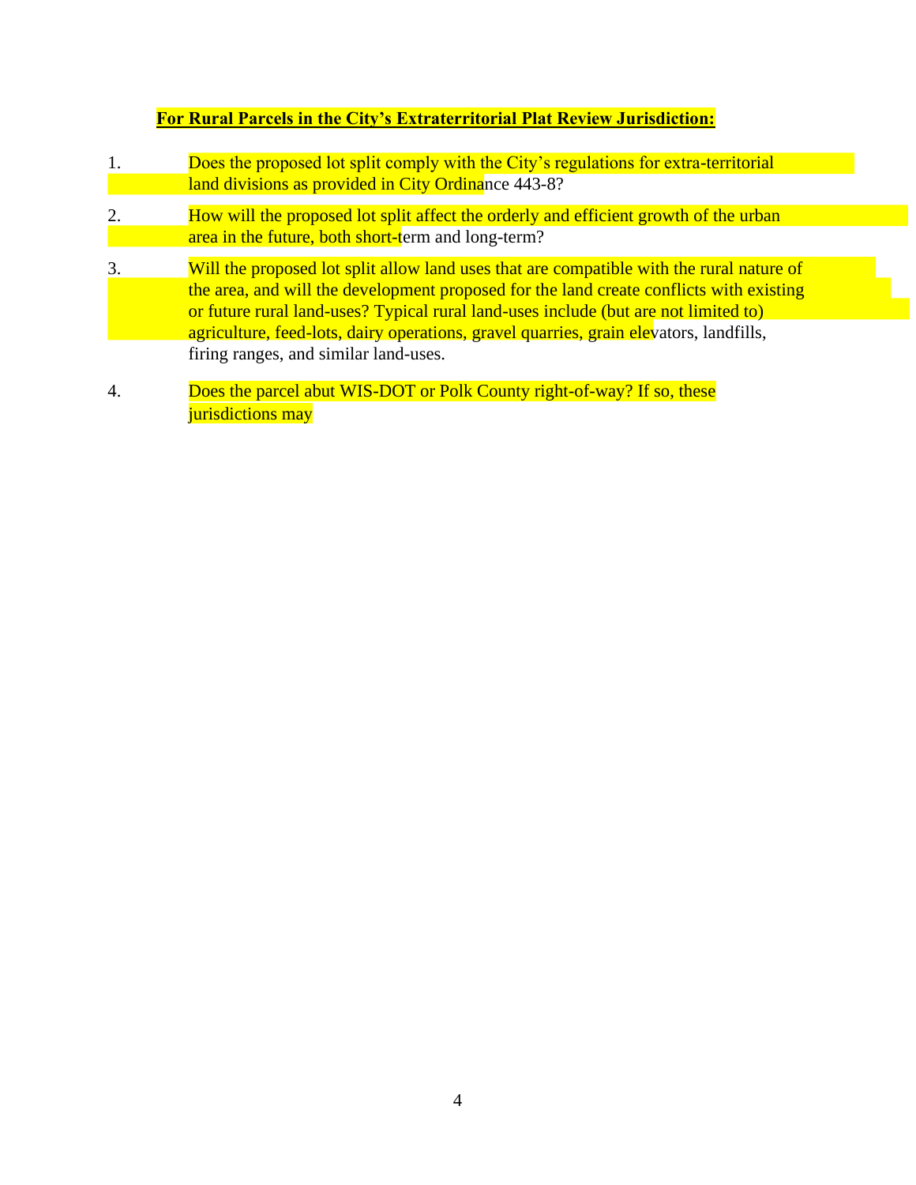**For Rural Parcels in the City's Extraterritorial Plat Review Jurisdiction:**

1. Does the proposed lot split comply with the City's regulations for extra-territorial land divisions as provided in City Ordinance 443-8?

2. How will the proposed lot split affect the orderly and efficient growth of the urban area in the future, both short-term and long-term?

3. Will the proposed lot split allow land uses that are compatible with the rural nature of the area, and will the development proposed for the land create conflicts with existing or future rural land-uses? Typical rural land-uses include (but are not limited to) agriculture, feed-lots, dairy operations, gravel quarries, grain elevators, landfills, firing ranges, and similar land-uses.

4. Does the parcel abut WIS-DOT or Polk County right-of-way? If so, these jurisdictions may